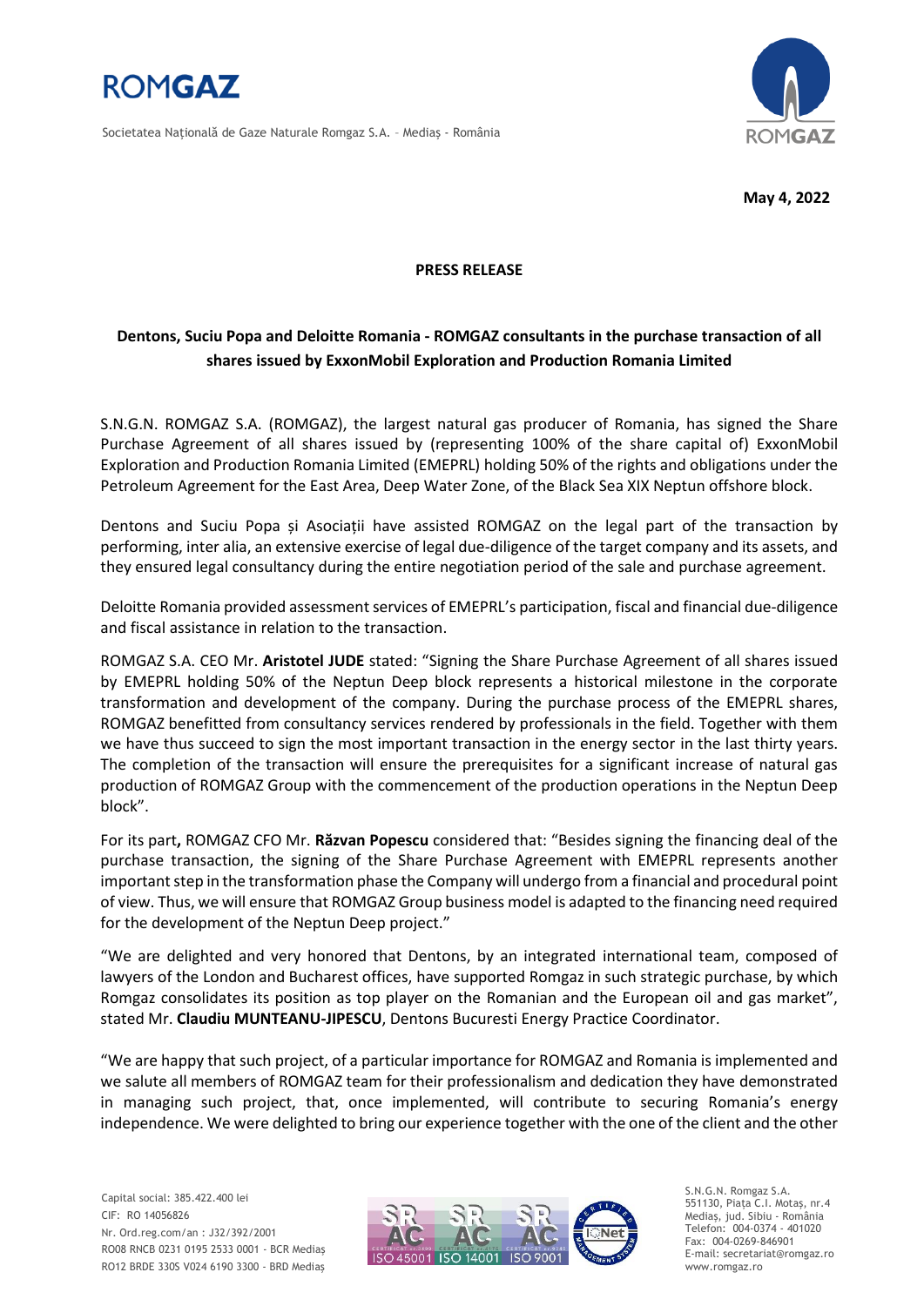May 4, 2022

**PRESS RELEASE**

**Dentons, Suciu Popa and Deloitte Romania - ROMGAZ consultants in the purchase transaction of all shares issued by ExxonMobil Exploration and Production Romania Limited**

S.N.G.N. ROMGAZ S.A. (ROMGAZ), the largest natural gas producer of Romania, has signed the Share Purchase Agreement of all shares issued by (representing 100% of the share capital of) ExxonMobil Exploration and Production Romania Limited (EMEPRL) holding 50% of the rights and obligations under the Petroleum Agreement for the East Area, Deep Water Zone, of the Black Sea XIX Neptun offshore block.

Dentons and Suciu Popa și Asociații have assisted ROMGAZ on the legal part of the transaction by performing, inter alia, an extensive exercise of legal due-diligence of the target company and its assets, and they ensured legal consultancy during the entire negotiation period of the sale and purchase agreement.

Deloitte Romania provided assessment services of EMEPRL's participation, fiscal and financial due-diligence and fiscal assistance in relation to the transaction.

ROMGAZ S.A. CEO Mr. **Aristotel JUDE** stated: "Signing the Share Purchase Agreement of all shares issued by EMEPRL holding 50% of the Neptun Deep block represents a historical milestone in the corporate transformation and development of the company. During the purchase process of the EMEPRL shares, ROMGAZ benefitted from consultancy services rendered by professionals in the field. Together with them we have thus succeed to sign the most important transaction in the energy sector in the last thirty years. The completion of the transaction will ensure the prerequisites for a significant increase of natural gas production of ROMGAZ Group with the commencement of the production operations in the Neptun Deep block".

For its part**,** ROMGAZ CFO Mr. **Răzvan Popescu** considered that: "Besides signing the financing deal of the purchase transaction, the signing of the Share Purchase Agreement with EMEPRL represents another important step in the transformation phase the Company will undergo from a financial and procedural point of view. Thus, we will ensure that ROMGAZ Group business model is adapted to the financing need required for the development of the Neptun Deep project."

"We are delighted and very honored that Dentons, by an integrated international team, composed of lawyers of the London and Bucharest offices, have supported Romgaz in such strategic purchase, by which Romgaz consolidates its position as top player on the Romanian and the European oil and gas market", stated Mr. **Claudiu MUNTEANU-JIPESCU**, Dentons Bucuresti Energy Practice Coordinator.

"We are happy that such project, of a particular importance for ROMGAZ and Romania is implemented and we salute all members of ROMGAZ team for their professionalism and dedication they have demonstrated in managing such project, that, once implemented, will contribute to securing Romania's energy independence. We were delighted to bring our experience together with the one of the client and the other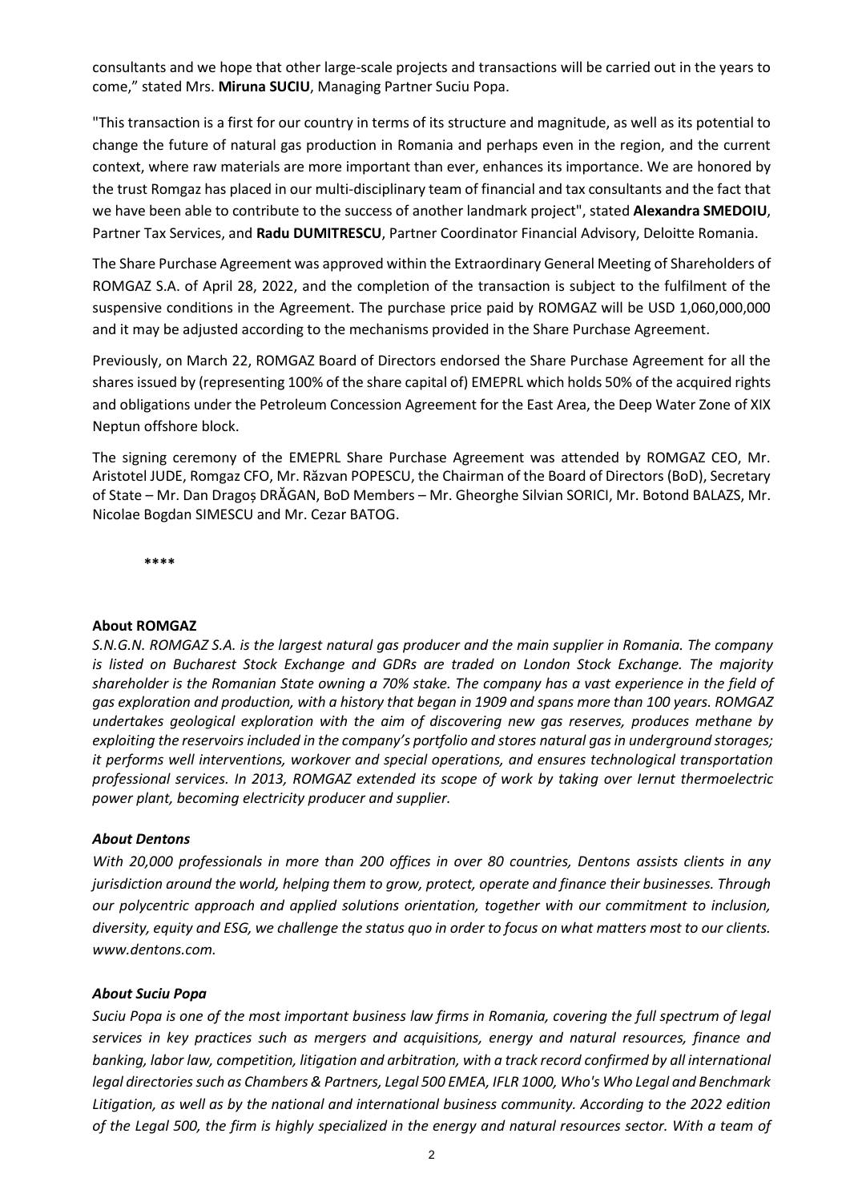consultants and we hope that other large-scale projects and transactions will be carried out in the years to come," stated Mrs. **Miruna SUCIU**, Managing Partner Suciu Popa.

"This transaction is a first for our country in terms of its structure and magnitude, as well as its potential to change the future of natural gas production in Romania and perhaps even in the region, and the current context, where raw materials are more important than ever, enhances its importance. We are honored by the trust Romgaz has placed in our multi-disciplinary team of financial and tax consultants and the fact that we have been able to contribute to the success of another landmark project", stated **Alexandra SMEDOIU**, Partner Tax Services, and **Radu DUMITRESCU**, Partner Coordinator Financial Advisory, Deloitte Romania.

The Share Purchase Agreement was approved within the Extraordinary General Meeting of Shareholders of ROMGAZ S.A. of April 28, 2022, and the completion of the transaction is subject to the fulfilment of the suspensive conditions in the Agreement. The purchase price paid by ROMGAZ will be USD 1,060,000,000 and it may be adjusted according to the mechanisms provided in the Share Purchase Agreement.

Previously, on March 22, ROMGAZ Board of Directors endorsed the Share Purchase Agreement for all the shares issued by (representing 100% of the share capital of) EMEPRL which holds 50% of the acquired rights and obligations under the Petroleum Concession Agreement for the East Area, the Deep Water Zone of XIX Neptun offshore block.

The signing ceremony of the EMEPRL Share Purchase Agreement was attended by ROMGAZ CEO, Mr. Aristotel JUDE, Romgaz CFO, Mr. Răzvan POPESCU, the Chairman of the Board of Directors (BoD), Secretary of State – Mr. Dan Dragoș DRĂGAN, BoD Members – Mr. Gheorghe Silvian SORICI, Mr. Botond BALAZS, Mr. Nicolae Bogdan SIMESCU and Mr. Cezar BATOG.

**\*\*\*\***

**About ROMGAZ**

*S.N.G.N. ROMGAZ S.A. is the largest natural gas producer and the main supplier in Romania. The company is listed on Bucharest Stock Exchange and GDRs are traded on London Stock Exchange. The majority shareholder is the Romanian State owning a 70% stake. The company has a vast experience in the field of gas exploration and production, with a history that began in 1909 and spans more than 100 years. ROMGAZ undertakes geological exploration with the aim of discovering new gas reserves, produces methane by exploiting the reservoirs included in the company's portfolio and stores natural gas in underground storages; it performs well interventions, workover and special operations, and ensures technological transportation professional services. In 2013, ROMGAZ extended its scope of work by taking over Iernut thermoelectric power plant, becoming electricity producer and supplier.*

***About Dentons***

*With 20,000 professionals in more than 200 offices in over 80 countries, Dentons assists clients in any jurisdiction around the world, helping them to grow, protect, operate and finance their businesses. Through our polycentric approach and applied solutions orientation, together with our commitment to inclusion, diversity, equity and ESG, we challenge the status quo in order to focus on what matters most to our clients. www.dentons.com.*

***About Suciu Popa***

*Suciu Popa is one of the most important business law firms in Romania, covering the full spectrum of legal services in key practices such as mergers and acquisitions, energy and natural resources, finance and banking, labor law, competition, litigation and arbitration, with a track record confirmed by all international legal directories such as Chambers & Partners, Legal 500 EMEA, IFLR 1000, Who's Who Legal and Benchmark Litigation, as well as by the national and international business community. According to the 2022 edition of the Legal 500, the firm is highly specialized in the energy and natural resources sector. With a team of*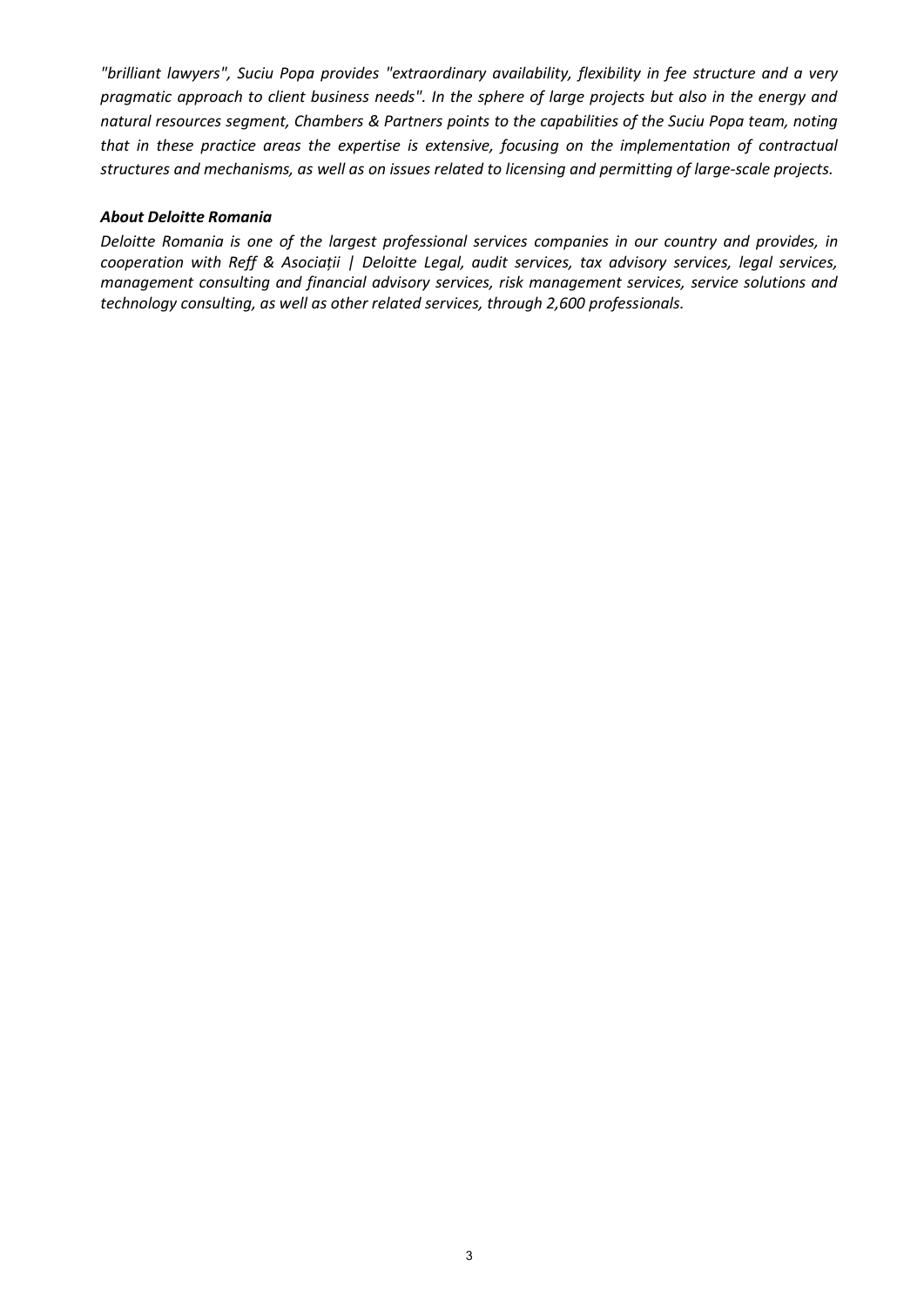*"brilliant lawyers", Suciu Popa provides "extraordinary availability, flexibility in fee structure and a very pragmatic approach to client business needs". In the sphere of large projects but also in the energy and natural resources segment, Chambers & Partners points to the capabilities of the Suciu Popa team, noting that in these practice areas the expertise is extensive, focusing on the implementation of contractual structures and mechanisms, as well as on issues related to licensing and permitting of large-scale projects.*

***About Deloitte Romania***

*Deloitte Romania is one of the largest professional services companies in our country and provides, in cooperation with Reff & Asociații | Deloitte Legal, audit services, tax advisory services, legal services, management consulting and financial advisory services, risk management services, service solutions and technology consulting, as well as other related services, through 2,600 professionals.*